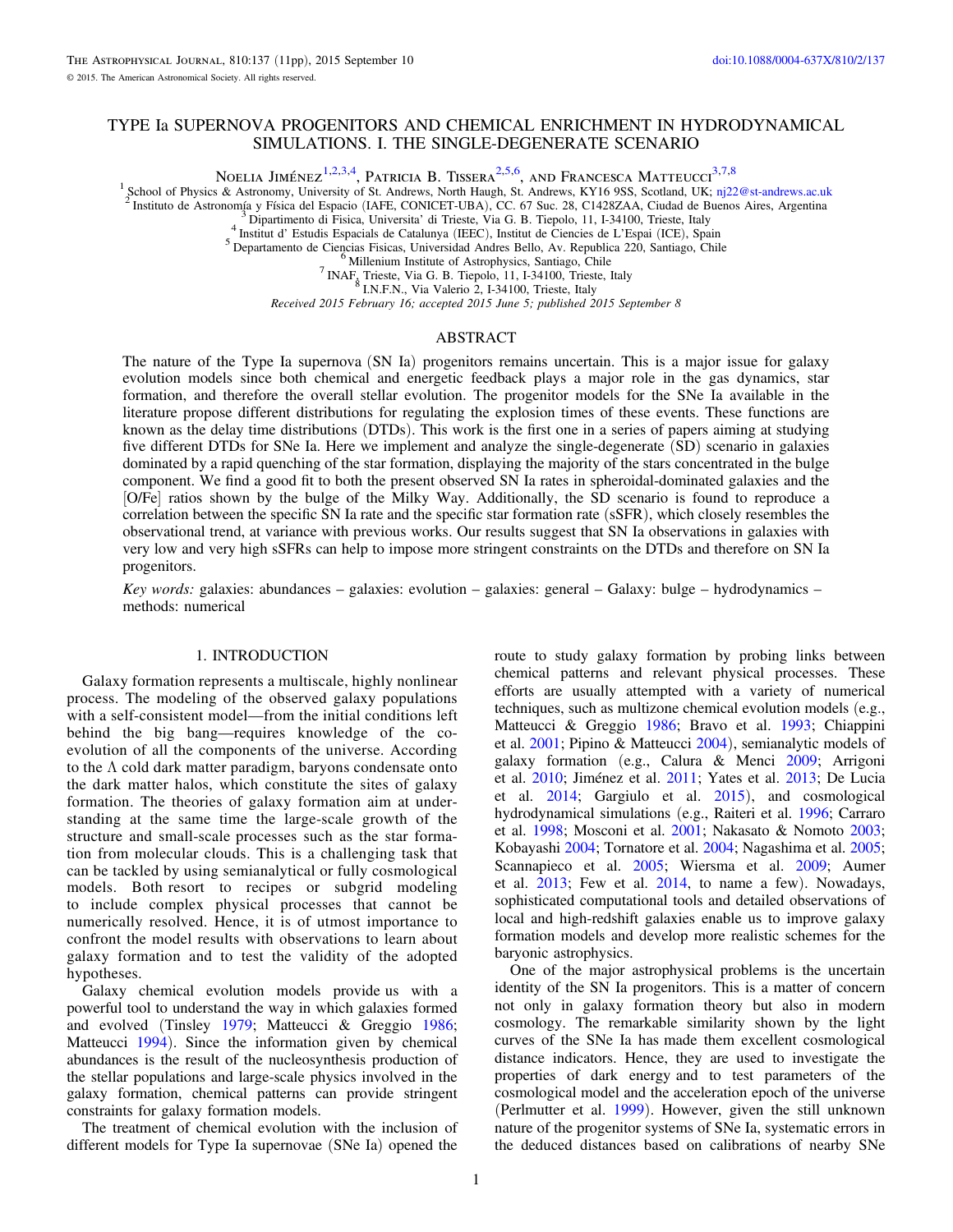# TYPE Ia SUPERNOVA PROGENITORS AND CHEMICAL ENRICHMENT IN HYDRODYNAMICAL SIMULATIONS. I. THE SINGLE-DEGENERATE SCENARIO

Noelia Jiménez[1,2,3,4], Patricia B. Tissera[2,5,6], and Francesca Matteucci[3,7,8]

[1] School of Physics & Astronomy, University of St. Andrews, North Haugh, St. Andrews, KY16 9SS, Scotland, UK; nj22@st-andrews.ac.uk

[2] Instituto de Astronomía y Física del Espacio (IAFE, CONICET-UBA), CC. 67 Suc. 28, C1428ZAA, Ciudad de Buenos Aires, Argentina

[3] Dipartimento di Fisica, Universita' di Trieste, Via G. B. Tiepolo, 11, I-34100, Trieste, Italy

[4] Institut d' Estudis Espacials de Catalunya (IEEC), Institut de Ciencies de L'Espai (ICE), Spain

[5] Departamento de Ciencias Fisicas, Universidad Andres Bello, Av. Republica 220, Santiago, Chile

[6] Millenium Institute of Astrophysics, Santiago, Chile

[7] INAF, Trieste, Via G. B. Tiepolo, 11, I-34100, Trieste, Italy

[8] I.N.F.N., Via Valerio 2, I-34100, Trieste, Italy

*Received 2015 February 16; accepted 2015 June 5; published 2015 September 8*

## ABSTRACT

The nature of the Type Ia supernova (SN Ia) progenitors remains uncertain. This is a major issue for galaxy evolution models since both chemical and energetic feedback plays a major role in the gas dynamics, star formation, and therefore the overall stellar evolution. The progenitor models for the SNe Ia available in the literature propose different distributions for regulating the explosion times of these events. These functions are known as the delay time distributions (DTDs). This work is the first one in a series of papers aiming at studying five different DTDs for SNe Ia. Here we implement and analyze the single-degenerate (SD) scenario in galaxies dominated by a rapid quenching of the star formation, displaying the majority of the stars concentrated in the bulge component. We find a good fit to both the present observed SN Ia rates in spheroidal-dominated galaxies and the [O/Fe] ratios shown by the bulge of the Milky Way. Additionally, the SD scenario is found to reproduce a correlation between the specific SN Ia rate and the specific star formation rate (sSFR), which closely resembles the observational trend, at variance with previous works. Our results suggest that SN Ia observations in galaxies with very low and very high sSFRs can help to impose more stringent constraints on the DTDs and therefore on SN Ia progenitors.

*Key words:* galaxies: abundances – galaxies: evolution – galaxies: general – Galaxy: bulge – hydrodynamics – methods: numerical

## 1. INTRODUCTION

Galaxy formation represents a multiscale, highly nonlinear process. The modeling of the observed galaxy populations with a self-consistent model—from the initial conditions left behind the big bang—requires knowledge of the co-evolution of all the components of the universe. According to the $\Lambda$ cold dark matter paradigm, baryons condensate onto the dark matter halos, which constitute the sites of galaxy formation. The theories of galaxy formation aim at understanding at the same time the large-scale growth of the structure and small-scale processes such as the star formation from molecular clouds. This is a challenging task that can be tackled by using semianalytical or fully cosmological models. Both resort to recipes or subgrid modeling to include complex physical processes that cannot be numerically resolved. Hence, it is of utmost importance to confront the model results with observations to learn about galaxy formation and to test the validity of the adopted hypotheses.

Galaxy chemical evolution models provide us with a powerful tool to understand the way in which galaxies formed and evolved (Tinsley 1979; Matteucci & Greggio 1986; Matteucci 1994). Since the information given by chemical abundances is the result of the nucleosynthesis production of the stellar populations and large-scale physics involved in the galaxy formation, chemical patterns can provide stringent constraints for galaxy formation models.

The treatment of chemical evolution with the inclusion of different models for Type Ia supernovae (SNe Ia) opened the route to study galaxy formation by probing links between chemical patterns and relevant physical processes. These efforts are usually attempted with a variety of numerical techniques, such as multizone chemical evolution models (e.g., Matteucci & Greggio 1986; Bravo et al. 1993; Chiappini et al. 2001; Pipino & Matteucci 2004), semianalytic models of galaxy formation (e.g., Calura & Menci 2009; Arrigoni et al. 2010; Jiménez et al. 2011; Yates et al. 2013; De Lucia et al. 2014; Gargiulo et al. 2015), and cosmological hydrodynamical simulations (e.g., Raiteri et al. 1996; Carraro et al. 1998; Mosconi et al. 2001; Nakasato & Nomoto 2003; Kobayashi 2004; Tornatore et al. 2004; Nagashima et al. 2005; Scannapieco et al. 2005; Wiersma et al. 2009; Aumer et al. 2013; Few et al. 2014, to name a few). Nowadays, sophisticated computational tools and detailed observations of local and high-redshift galaxies enable us to improve galaxy formation models and develop more realistic schemes for the baryonic astrophysics.

One of the major astrophysical problems is the uncertain identity of the SN Ia progenitors. This is a matter of concern not only in galaxy formation theory but also in modern cosmology. The remarkable similarity shown by the light curves of the SNe Ia has made them excellent cosmological distance indicators. Hence, they are used to investigate the properties of dark energy and to test parameters of the cosmological model and the acceleration epoch of the universe (Perlmutter et al. 1999). However, given the still unknown nature of the progenitor systems of SNe Ia, systematic errors in the deduced distances based on calibrations of nearby SNe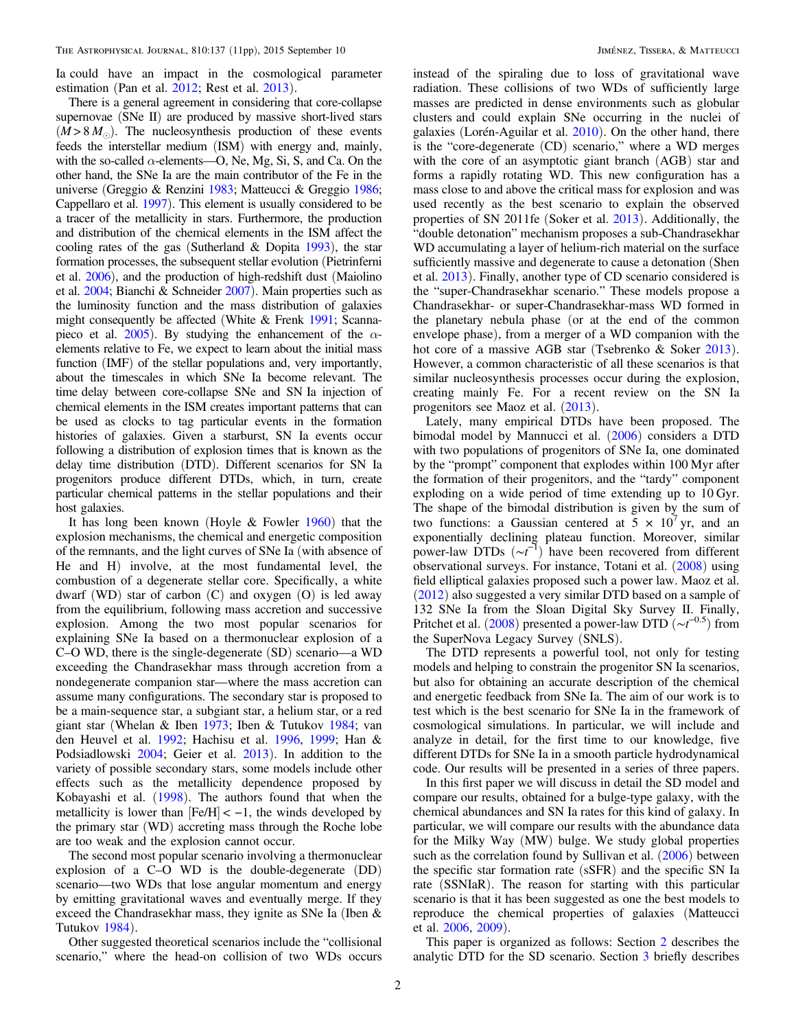Ia could have an impact in the cosmological parameter estimation (Pan et al. 2012; Rest et al. 2013).

There is a general agreement in considering that core-collapse supernovae (SNe II) are produced by massive short-lived stars ($M > 8\,M_{\odot}$). The nucleosynthesis production of these events feeds the interstellar medium (ISM) with energy and, mainly, with the so-called $\alpha$-elements—O, Ne, Mg, Si, S, and Ca. On the other hand, the SNe Ia are the main contributor of the Fe in the universe (Greggio & Renzini 1983; Matteucci & Greggio 1986; Cappellaro et al. 1997). This element is usually considered to be a tracer of the metallicity in stars. Furthermore, the production and distribution of the chemical elements in the ISM affect the cooling rates of the gas (Sutherland & Dopita 1993), the star formation processes, the subsequent stellar evolution (Pietrinferni et al. 2006), and the production of high-redshift dust (Maiolino et al. 2004; Bianchi & Schneider 2007). Main properties such as the luminosity function and the mass distribution of galaxies might consequently be affected (White & Frenk 1991; Scannapieco et al. 2005). By studying the enhancement of the $\alpha$-elements relative to Fe, we expect to learn about the initial mass function (IMF) of the stellar populations and, very importantly, about the timescales in which SNe Ia become relevant. The time delay between core-collapse SNe and SN Ia injection of chemical elements in the ISM creates important patterns that can be used as clocks to tag particular events in the formation histories of galaxies. Given a starburst, SN Ia events occur following a distribution of explosion times that is known as the delay time distribution (DTD). Different scenarios for SN Ia progenitors produce different DTDs, which, in turn, create particular chemical patterns in the stellar populations and their host galaxies.

It has long been known (Hoyle & Fowler 1960) that the explosion mechanisms, the chemical and energetic composition of the remnants, and the light curves of SNe Ia (with absence of He and H) involve, at the most fundamental level, the combustion of a degenerate stellar core. Specifically, a white dwarf (WD) star of carbon (C) and oxygen (O) is led away from the equilibrium, following mass accretion and successive explosion. Among the two most popular scenarios for explaining SNe Ia based on a thermonuclear explosion of a C–O WD, there is the single-degenerate (SD) scenario—a WD exceeding the Chandrasekhar mass through accretion from a nondegenerate companion star—where the mass accretion can assume many configurations. The secondary star is proposed to be a main-sequence star, a subgiant star, a helium star, or a red giant star (Whelan & Iben 1973; Iben & Tutukov 1984; van den Heuvel et al. 1992; Hachisu et al. 1996, 1999; Han & Podsiadlowski 2004; Geier et al. 2013). In addition to the variety of possible secondary stars, some models include other effects such as the metallicity dependence proposed by Kobayashi et al. (1998). The authors found that when the metallicity is lower than $[\mathrm{Fe/H}] < -1$, the winds developed by the primary star (WD) accreting mass through the Roche lobe are too weak and the explosion cannot occur.

The second most popular scenario involving a thermonuclear explosion of a C–O WD is the double-degenerate (DD) scenario—two WDs that lose angular momentum and energy by emitting gravitational waves and eventually merge. If they exceed the Chandrasekhar mass, they ignite as SNe Ia (Iben & Tutukov 1984).

Other suggested theoretical scenarios include the "collisional scenario," where the head-on collision of two WDs occurs instead of the spiraling due to loss of gravitational wave radiation. These collisions of two WDs of sufficiently large masses are predicted in dense environments such as globular clusters and could explain SNe occurring in the nuclei of galaxies (Lorén-Aguilar et al. 2010). On the other hand, there is the "core-degenerate (CD) scenario," where a WD merges with the core of an asymptotic giant branch (AGB) star and forms a rapidly rotating WD. This new configuration has a mass close to and above the critical mass for explosion and was used recently as the best scenario to explain the observed properties of SN 2011fe (Soker et al. 2013). Additionally, the "double detonation" mechanism proposes a sub-Chandrasekhar WD accumulating a layer of helium-rich material on the surface sufficiently massive and degenerate to cause a detonation (Shen et al. 2013). Finally, another type of CD scenario considered is the "super-Chandrasekhar scenario." These models propose a Chandrasekhar- or super-Chandrasekhar-mass WD formed in the planetary nebula phase (or at the end of the common envelope phase), from a merger of a WD companion with the hot core of a massive AGB star (Tsebrenko & Soker 2013). However, a common characteristic of all these scenarios is that similar nucleosynthesis processes occur during the explosion, creating mainly Fe. For a recent review on the SN Ia progenitors see Maoz et al. (2013).

Lately, many empirical DTDs have been proposed. The bimodal model by Mannucci et al. (2006) considers a DTD with two populations of progenitors of SNe Ia, one dominated by the "prompt" component that explodes within 100 Myr after the formation of their progenitors, and the "tardy" component exploding on a wide period of time extending up to 10 Gyr. The shape of the bimodal distribution is given by the sum of two functions: a Gaussian centered at $5 \times 10^{7}$ yr, and an exponentially declining plateau function. Moreover, similar power-law DTDs ($\sim t^{-1}$) have been recovered from different observational surveys. For instance, Totani et al. (2008) using field elliptical galaxies proposed such a power law. Maoz et al. (2012) also suggested a very similar DTD based on a sample of 132 SNe Ia from the Sloan Digital Sky Survey II. Finally, Pritchet et al. (2008) presented a power-law DTD ($\sim t^{-0.5}$) from the SuperNova Legacy Survey (SNLS).

The DTD represents a powerful tool, not only for testing models and helping to constrain the progenitor SN Ia scenarios, but also for obtaining an accurate description of the chemical and energetic feedback from SNe Ia. The aim of our work is to test which is the best scenario for SNe Ia in the framework of cosmological simulations. In particular, we will include and analyze in detail, for the first time to our knowledge, five different DTDs for SNe Ia in a smooth particle hydrodynamical code. Our results will be presented in a series of three papers.

In this first paper we will discuss in detail the SD model and compare our results, obtained for a bulge-type galaxy, with the chemical abundances and SN Ia rates for this kind of galaxy. In particular, we will compare our results with the abundance data for the Milky Way (MW) bulge. We study global properties such as the correlation found by Sullivan et al. (2006) between the specific star formation rate (sSFR) and the specific SN Ia rate (SSNIaR). The reason for starting with this particular scenario is that it has been suggested as one the best models to reproduce the chemical properties of galaxies (Matteucci et al. 2006, 2009).

This paper is organized as follows: Section 2 describes the analytic DTD for the SD scenario. Section 3 briefly describes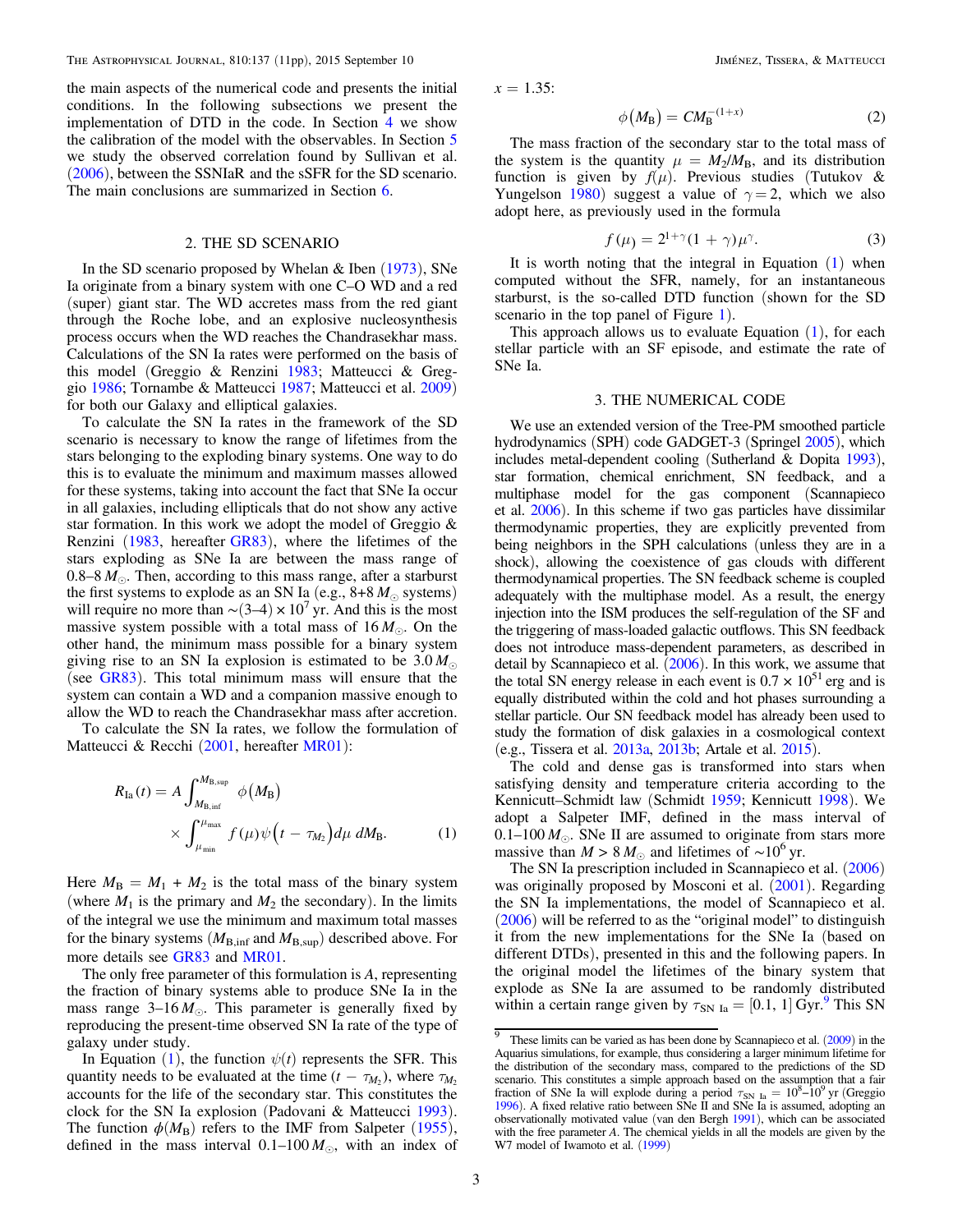the main aspects of the numerical code and presents the initial conditions. In the following subsections we present the implementation of DTD in the code. In Section 4 we show the calibration of the model with the observables. In Section 5 we study the observed correlation found by Sullivan et al. (2006), between the SSNIaR and the sSFR for the SD scenario. The main conclusions are summarized in Section 6.

## 2. THE SD SCENARIO

In the SD scenario proposed by Whelan & Iben (1973), SNe Ia originate from a binary system with one C–O WD and a red (super) giant star. The WD accretes mass from the red giant through the Roche lobe, and an explosive nucleosynthesis process occurs when the WD reaches the Chandrasekhar mass. Calculations of the SN Ia rates were performed on the basis of this model (Greggio & Renzini 1983; Matteucci & Greggio 1986; Tornambe & Matteucci 1987; Matteucci et al. 2009) for both our Galaxy and elliptical galaxies.

To calculate the SN Ia rates in the framework of the SD scenario is necessary to know the range of lifetimes from the stars belonging to the exploding binary systems. One way to do this is to evaluate the minimum and maximum masses allowed for these systems, taking into account the fact that SNe Ia occur in all galaxies, including ellipticals that do not show any active star formation. In this work we adopt the model of Greggio & Renzini (1983, hereafter GR83), where the lifetimes of the stars exploding as SNe Ia are between the mass range of 0.8–8 $M_{\odot}$. Then, according to this mass range, after a starburst the first systems to explode as an SN Ia (e.g., 8+8 $M_{\odot}$ systems) will require no more than $\sim(3\text{–}4) \times 10^{7}$ yr. And this is the most massive system possible with a total mass of 16 $M_{\odot}$. On the other hand, the minimum mass possible for a binary system giving rise to an SN Ia explosion is estimated to be 3.0 $M_{\odot}$ (see GR83). This total minimum mass will ensure that the system can contain a WD and a companion massive enough to allow the WD to reach the Chandrasekhar mass after accretion.

To calculate the SN Ia rates, we follow the formulation of Matteucci & Recchi (2001, hereafter MR01):

$$R_{\mathrm{Ia}}(t) = A \int_{M_{\mathrm{B,inf}}}^{M_{\mathrm{B,sup}}} \phi(M_{\mathrm{B}}) \times \int_{\mu_{\min}}^{\mu_{\max}} f(\mu)\psi(t - \tau_{M_2}) d\mu \, dM_{\mathrm{B}}. \quad (1)$$

Here $M_{\mathrm{B}} = M_1 + M_2$ is the total mass of the binary system (where $M_1$ is the primary and $M_2$ the secondary). In the limits of the integral we use the minimum and maximum total masses for the binary systems ($M_{\mathrm{B,inf}}$ and $M_{\mathrm{B,sup}}$) described above. For more details see GR83 and MR01.

The only free parameter of this formulation is $A$, representing the fraction of binary systems able to produce SNe Ia in the mass range 3–16 $M_{\odot}$. This parameter is generally fixed by reproducing the present-time observed SN Ia rate of the type of galaxy under study.

In Equation (1), the function $\psi(t)$ represents the SFR. This quantity needs to be evaluated at the time $(t - \tau_{M_2})$, where $\tau_{M_2}$ accounts for the life of the secondary star. This constitutes the clock for the SN Ia explosion (Padovani & Matteucci 1993). The function $\phi(M_{\mathrm{B}})$ refers to the IMF from Salpeter (1955), defined in the mass interval 0.1–100 $M_{\odot}$, with an index of $x = 1.35$:

$$\phi(M_{\mathrm{B}}) = C M_{\mathrm{B}}^{-(1+x)} \quad (2)$$

The mass fraction of the secondary star to the total mass of the system is the quantity $\mu = M_2/M_{\mathrm{B}}$, and its distribution function is given by $f(\mu)$. Previous studies (Tutukov & Yungelson 1980) suggest a value of $\gamma = 2$, which we also adopt here, as previously used in the formula

$$f(\mu) = 2^{1+\gamma}(1 + \gamma)\mu^{\gamma}. \quad (3)$$

It is worth noting that the integral in Equation (1) when computed without the SFR, namely, for an instantaneous starburst, is the so-called DTD function (shown for the SD scenario in the top panel of Figure 1).

This approach allows us to evaluate Equation (1), for each stellar particle with an SF episode, and estimate the rate of SNe Ia.

## 3. THE NUMERICAL CODE

We use an extended version of the Tree-PM smoothed particle hydrodynamics (SPH) code GADGET-3 (Springel 2005), which includes metal-dependent cooling (Sutherland & Dopita 1993), star formation, chemical enrichment, SN feedback, and a multiphase model for the gas component (Scannapieco et al. 2006). In this scheme if two gas particles have dissimilar thermodynamic properties, they are explicitly prevented from being neighbors in the SPH calculations (unless they are in a shock), allowing the coexistence of gas clouds with different thermodynamical properties. The SN feedback scheme is coupled adequately with the multiphase model. As a result, the energy injection into the ISM produces the self-regulation of the SF and the triggering of mass-loaded galactic outflows. This SN feedback does not introduce mass-dependent parameters, as described in detail by Scannapieco et al. (2006). In this work, we assume that the total SN energy release in each event is $0.7 \times 10^{51}$ erg and is equally distributed within the cold and hot phases surrounding a stellar particle. Our SN feedback model has already been used to study the formation of disk galaxies in a cosmological context (e.g., Tissera et al. 2013a, 2013b; Artale et al. 2015).

The cold and dense gas is transformed into stars when satisfying density and temperature criteria according to the Kennicutt–Schmidt law (Schmidt 1959; Kennicutt 1998). We adopt a Salpeter IMF, defined in the mass interval of 0.1–100 $M_{\odot}$. SNe II are assumed to originate from stars more massive than $M > 8\,M_{\odot}$ and lifetimes of $\sim 10^{6}$ yr.

The SN Ia prescription included in Scannapieco et al. (2006) was originally proposed by Mosconi et al. (2001). Regarding the SN Ia implementations, the model of Scannapieco et al. (2006) will be referred to as the "original model" to distinguish it from the new implementations for the SNe Ia (based on different DTDs), presented in this and the following papers. In the original model the lifetimes of the binary system that explode as SNe Ia are assumed to be randomly distributed within a certain range given by $\tau_{\mathrm{SN\ Ia}} = [0.1, 1]$ Gyr.[9] This SN

[9] These limits can be varied as has been done by Scannapieco et al. (2009) in the Aquarius simulations, for example, thus considering a larger minimum lifetime for the distribution of the secondary mass, compared to the predictions of the SD scenario. This constitutes a simple approach based on the assumption that a fair fraction of SNe Ia will explode during a period $\tau_{\mathrm{SN\ Ia}} = 10^{8}\text{–}10^{9}$ yr (Greggio 1996). A fixed relative ratio between SNe II and SNe Ia is assumed, adopting an observationally motivated value (van den Bergh 1991), which can be associated with the free parameter $A$. The chemical yields in all the models are given by the W7 model of Iwamoto et al. (1999)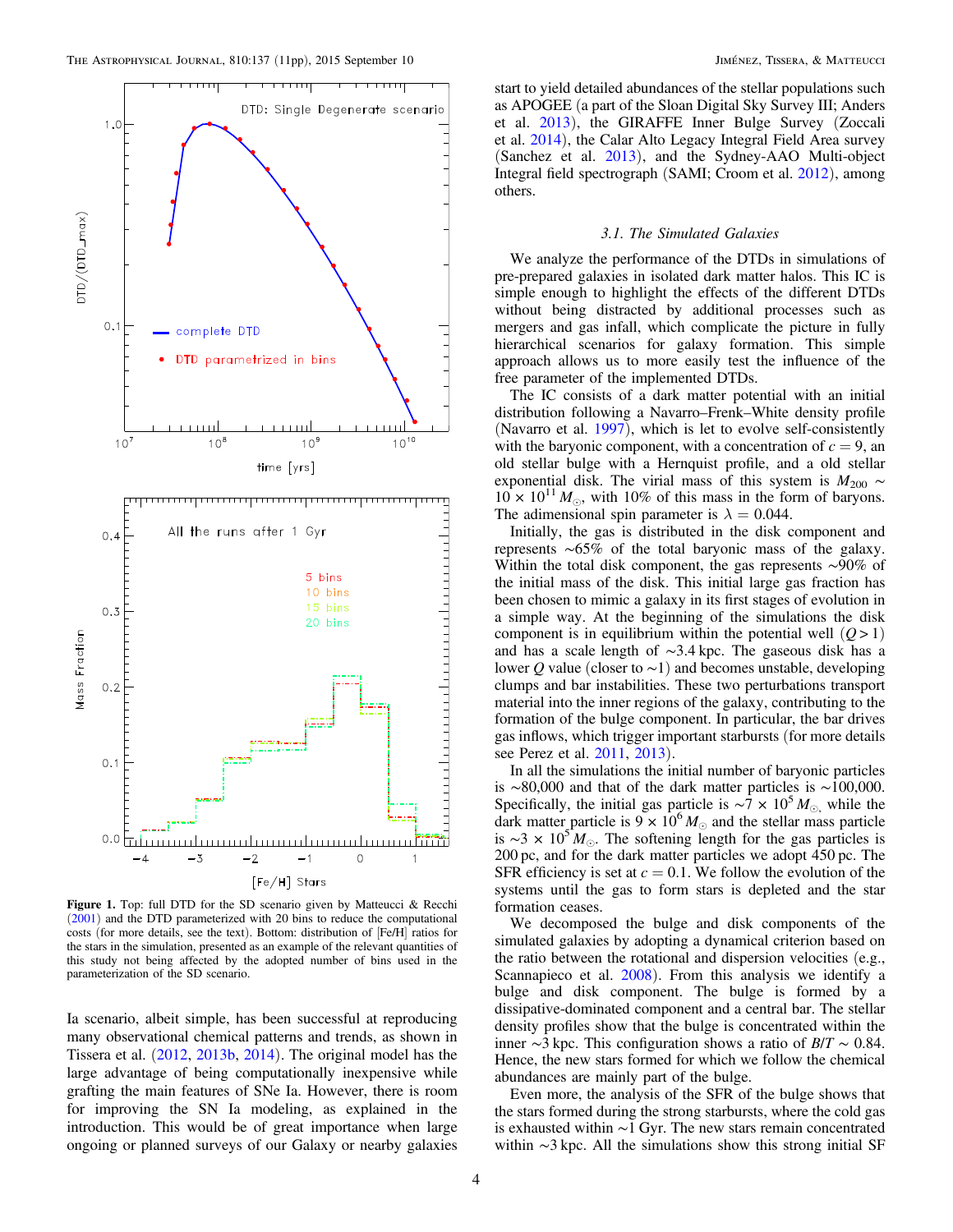Figure 1. Top: full DTD for the SD scenario given by Matteucci & Recchi (2001) and the DTD parameterized with 20 bins to reduce the computational costs (for more details, see the text). Bottom: distribution of [Fe/H] ratios for the stars in the simulation, presented as an example of the relevant quantities of this study not being affected by the adopted number of bins used in the parameterization of the SD scenario.

Ia scenario, albeit simple, has been successful at reproducing many observational chemical patterns and trends, as shown in Tissera et al. (2012, 2013b, 2014). The original model has the large advantage of being computationally inexpensive while grafting the main features of SNe Ia. However, there is room for improving the SN Ia modeling, as explained in the introduction. This would be of great importance when large ongoing or planned surveys of our Galaxy or nearby galaxies start to yield detailed abundances of the stellar populations such as APOGEE (a part of the Sloan Digital Sky Survey III; Anders et al. 2013), the GIRAFFE Inner Bulge Survey (Zoccali et al. 2014), the Calar Alto Legacy Integral Field Area survey (Sanchez et al. 2013), and the Sydney-AAO Multi-object Integral field spectrograph (SAMI; Croom et al. 2012), among others.

### 3.1. The Simulated Galaxies

We analyze the performance of the DTDs in simulations of pre-prepared galaxies in isolated dark matter halos. This IC is simple enough to highlight the effects of the different DTDs without being distracted by additional processes such as mergers and gas infall, which complicate the picture in fully hierarchical scenarios for galaxy formation. This simple approach allows us to more easily test the influence of the free parameter of the implemented DTDs.

The IC consists of a dark matter potential with an initial distribution following a Navarro–Frenk–White density profile (Navarro et al. 1997), which is let to evolve self-consistently with the baryonic component, with a concentration of $c = 9$, an old stellar bulge with a Hernquist profile, and a old stellar exponential disk. The virial mass of this system is $M_{200} \sim 10 \times 10^{11}\,M_{\odot}$, with 10% of this mass in the form of baryons. The adimensional spin parameter is $\lambda = 0.044$.

Initially, the gas is distributed in the disk component and represents ~65% of the total baryonic mass of the galaxy. Within the total disk component, the gas represents ~90% of the initial mass of the disk. This initial large gas fraction has been chosen to mimic a galaxy in its first stages of evolution in a simple way. At the beginning of the simulations the disk component is in equilibrium within the potential well ($Q > 1$) and has a scale length of ~3.4 kpc. The gaseous disk has a lower $Q$ value (closer to ~1) and becomes unstable, developing clumps and bar instabilities. These two perturbations transport material into the inner regions of the galaxy, contributing to the formation of the bulge component. In particular, the bar drives gas inflows, which trigger important starbursts (for more details see Perez et al. 2011, 2013).

In all the simulations the initial number of baryonic particles is ~80,000 and that of the dark matter particles is ~100,000. Specifically, the initial gas particle is $\sim 7 \times 10^5\,M_{\odot}$, while the dark matter particle is $9 \times 10^6\,M_{\odot}$ and the stellar mass particle is $\sim 3 \times 10^5\,M_{\odot}$. The softening length for the gas particles is 200 pc, and for the dark matter particles we adopt 450 pc. The SFR efficiency is set at $c = 0.1$. We follow the evolution of the systems until the gas to form stars is depleted and the star formation ceases.

We decomposed the bulge and disk components of the simulated galaxies by adopting a dynamical criterion based on the ratio between the rotational and dispersion velocities (e.g., Scannapieco et al. 2008). From this analysis we identify a bulge and disk component. The bulge is formed by a dissipative-dominated component and a central bar. The stellar density profiles show that the bulge is concentrated within the inner ~3 kpc. This configuration shows a ratio of $B/T \sim 0.84$. Hence, the new stars formed for which we follow the chemical abundances are mainly part of the bulge.

Even more, the analysis of the SFR of the bulge shows that the stars formed during the strong starbursts, where the cold gas is exhausted within ~1 Gyr. The new stars remain concentrated within ~3 kpc. All the simulations show this strong initial SF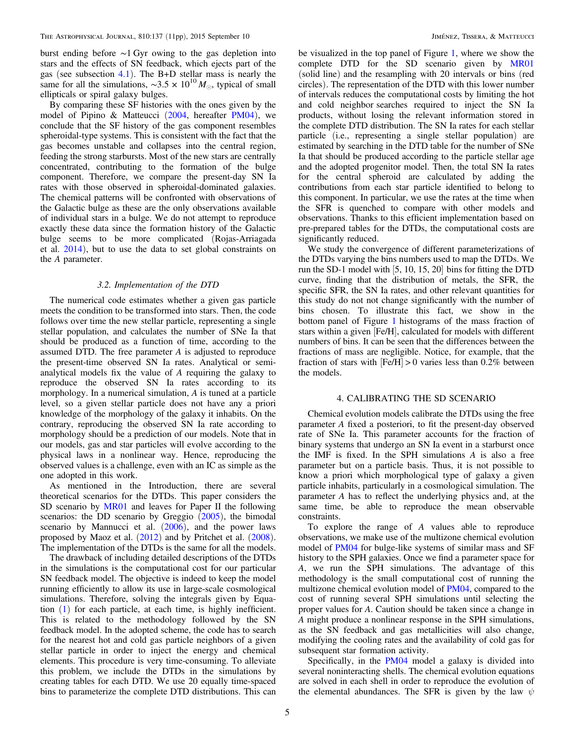burst ending before ∼1 Gyr owing to the gas depletion into stars and the effects of SN feedback, which ejects part of the gas (see subsection 4.1). The B+D stellar mass is nearly the same for all the simulations, $\sim 3.5 \times 10^{10} M_{\odot}$, typical of small ellipticals or spiral galaxy bulges.

By comparing these SF histories with the ones given by the model of Pipino & Matteucci (2004, hereafter PM04), we conclude that the SF history of the gas component resembles spheroidal-type systems. This is consistent with the fact that the gas becomes unstable and collapses into the central region, feeding the strong starbursts. Most of the new stars are centrally concentrated, contributing to the formation of the bulge component. Therefore, we compare the present-day SN Ia rates with those observed in spheroidal-dominated galaxies. The chemical patterns will be confronted with observations of the Galactic bulge as these are the only observations available of individual stars in a bulge. We do not attempt to reproduce exactly these data since the formation history of the Galactic bulge seems to be more complicated (Rojas-Arriagada et al. 2014), but to use the data to set global constraints on the *A* parameter.

### 3.2. Implementation of the DTD

The numerical code estimates whether a given gas particle meets the condition to be transformed into stars. Then, the code follows over time the new stellar particle, representing a single stellar population, and calculates the number of SNe Ia that should be produced as a function of time, according to the assumed DTD. The free parameter *A* is adjusted to reproduce the present-time observed SN Ia rates. Analytical or semi-analytical models fix the value of *A* requiring the galaxy to reproduce the observed SN Ia rates according to its morphology. In a numerical simulation, *A* is tuned at a particle level, so a given stellar particle does not have any a priori knowledge of the morphology of the galaxy it inhabits. On the contrary, reproducing the observed SN Ia rate according to morphology should be a prediction of our models. Note that in our models, gas and star particles will evolve according to the physical laws in a nonlinear way. Hence, reproducing the observed values is a challenge, even with an IC as simple as the one adopted in this work.

As mentioned in the Introduction, there are several theoretical scenarios for the DTDs. This paper considers the SD scenario by MR01 and leaves for Paper II the following scenarios: the DD scenario by Greggio (2005), the bimodal scenario by Mannucci et al. (2006), and the power laws proposed by Maoz et al. (2012) and by Pritchet et al. (2008). The implementation of the DTDs is the same for all the models.

The drawback of including detailed descriptions of the DTDs in the simulations is the computational cost for our particular SN feedback model. The objective is indeed to keep the model running efficiently to allow its use in large-scale cosmological simulations. Therefore, solving the integrals given by Equation (1) for each particle, at each time, is highly inefficient. This is related to the methodology followed by the SN feedback model. In the adopted scheme, the code has to search for the nearest hot and cold gas particle neighbors of a given stellar particle in order to inject the energy and chemical elements. This procedure is very time-consuming. To alleviate this problem, we include the DTDs in the simulations by creating tables for each DTD. We use 20 equally time-spaced bins to parameterize the complete DTD distributions. This can be visualized in the top panel of Figure 1, where we show the complete DTD for the SD scenario given by MR01 (solid line) and the resampling with 20 intervals or bins (red circles). The representation of the DTD with this lower number of intervals reduces the computational costs by limiting the hot and cold neighbor searches required to inject the SN Ia products, without losing the relevant information stored in the complete DTD distribution. The SN Ia rates for each stellar particle (i.e., representing a single stellar population) are estimated by searching in the DTD table for the number of SNe Ia that should be produced according to the particle stellar age and the adopted progenitor model. Then, the total SN Ia rates for the central spheroid are calculated by adding the contributions from each star particle identified to belong to this component. In particular, we use the rates at the time when the SFR is quenched to compare with other models and observations. Thanks to this efficient implementation based on pre-prepared tables for the DTDs, the computational costs are significantly reduced.

We study the convergence of different parameterizations of the DTDs varying the bins numbers used to map the DTDs. We run the SD-1 model with [5, 10, 15, 20] bins for fitting the DTD curve, finding that the distribution of metals, the SFR, the specific SFR, the SN Ia rates, and other relevant quantities for this study do not not change significantly with the number of bins chosen. To illustrate this fact, we show in the bottom panel of Figure 1 histograms of the mass fraction of stars within a given [Fe/H], calculated for models with different numbers of bins. It can be seen that the differences between the fractions of mass are negligible. Notice, for example, that the fraction of stars with $[\mathrm{Fe/H}] > 0$ varies less than 0.2% between the models.

## 4. CALIBRATING THE SD SCENARIO

Chemical evolution models calibrate the DTDs using the free parameter *A* fixed a posteriori, to fit the present-day observed rate of SNe Ia. This parameter accounts for the fraction of binary systems that undergo an SN Ia event in a starburst once the IMF is fixed. In the SPH simulations *A* is also a free parameter but on a particle basis. Thus, it is not possible to know a priori which morphological type of galaxy a given particle inhabits, particularly in a cosmological simulation. The parameter *A* has to reflect the underlying physics and, at the same time, be able to reproduce the mean observable constraints.

To explore the range of *A* values able to reproduce observations, we make use of the multizone chemical evolution model of PM04 for bulge-like systems of similar mass and SF history to the SPH galaxies. Once we find a parameter space for *A*, we run the SPH simulations. The advantage of this methodology is the small computational cost of running the multizone chemical evolution model of PM04, compared to the cost of running several SPH simulations until selecting the proper values for *A*. Caution should be taken since a change in *A* might produce a nonlinear response in the SPH simulations, as the SN feedback and gas metallicities will also change, modifying the cooling rates and the availability of cold gas for subsequent star formation activity.

Specifically, in the PM04 model a galaxy is divided into several noninteracting shells. The chemical evolution equations are solved in each shell in order to reproduce the evolution of the elemental abundances. The SFR is given by the law $\psi$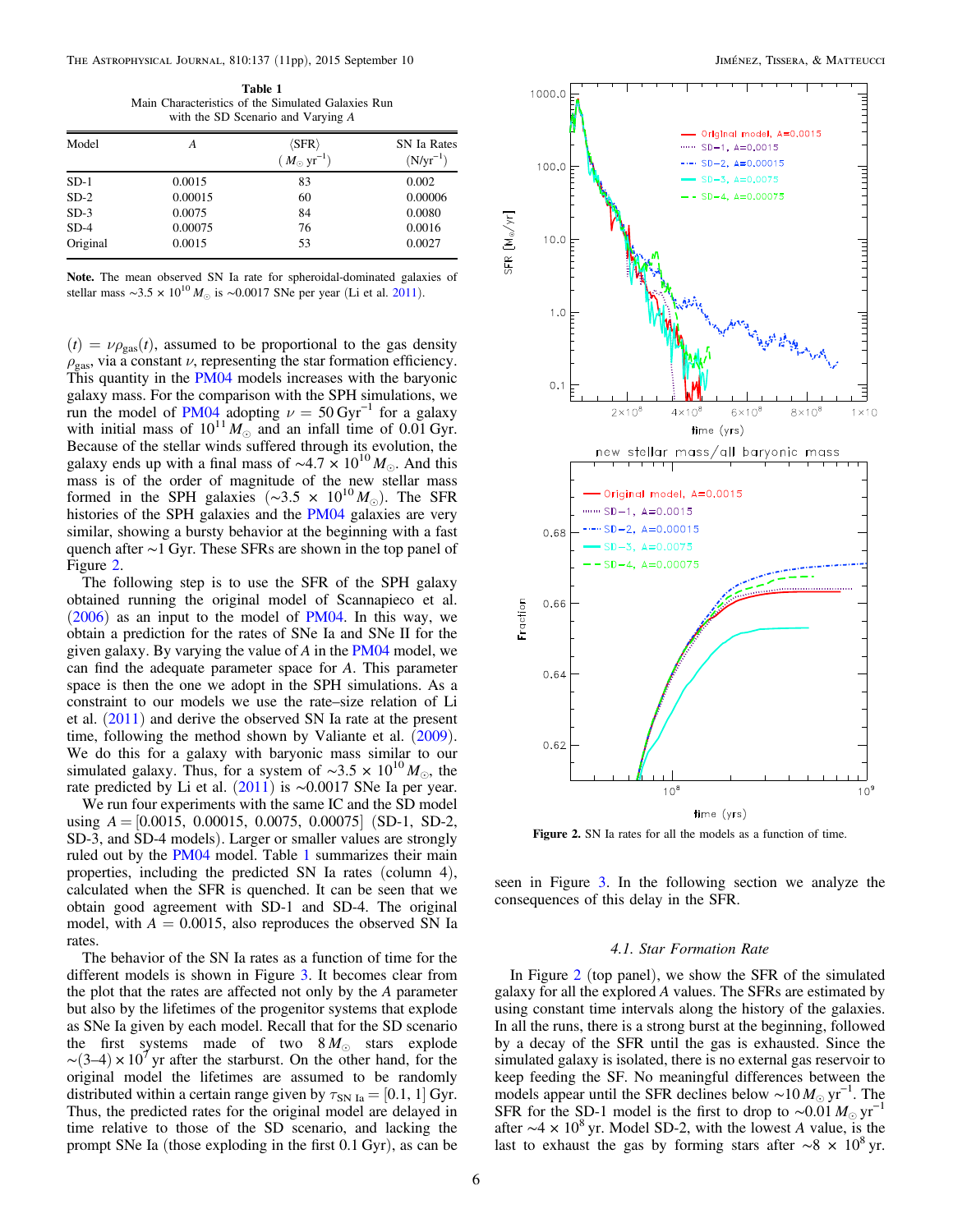**Table 1**
Main Characteristics of the Simulated Galaxies Run with the SD Scenario and Varying $A$

| Model | $A$ | $\langle$SFR$\rangle$ ($M_\odot$ yr$^{-1}$) | SN Ia Rates (N/yr$^{-1}$) |
|---|---|---|---|
| SD-1 | 0.0015 | 83 | 0.002 |
| SD-2 | 0.00015 | 60 | 0.00006 |
| SD-3 | 0.0075 | 84 | 0.0080 |
| SD-4 | 0.00075 | 76 | 0.0016 |
| Original | 0.0015 | 53 | 0.0027 |

**Note.** The mean observed SN Ia rate for spheroidal-dominated galaxies of stellar mass $\sim 3.5 \times 10^{10}\,M_\odot$ is $\sim$0.0017 SNe per year (Li et al. 2011).

$(t) = \nu\rho_{\rm gas}(t)$, assumed to be proportional to the gas density $\rho_{\rm gas}$, via a constant $\nu$, representing the star formation efficiency. This quantity in the PM04 models increases with the baryonic galaxy mass. For the comparison with the SPH simulations, we run the model of PM04 adopting $\nu = 50\,{\rm Gyr}^{-1}$ for a galaxy with initial mass of $10^{11}\,M_\odot$ and an infall time of 0.01 Gyr. Because of the stellar winds suffered through its evolution, the galaxy ends up with a final mass of $\sim 4.7 \times 10^{10}\,M_\odot$. And this mass is of the order of magnitude of the new stellar mass formed in the SPH galaxies ($\sim 3.5 \times 10^{10}\,M_\odot$). The SFR histories of the SPH galaxies and the PM04 galaxies are very similar, showing a bursty behavior at the beginning with a fast quench after $\sim$1 Gyr. These SFRs are shown in the top panel of Figure 2.

The following step is to use the SFR of the SPH galaxy obtained running the original model of Scannapieco et al. (2006) as an input to the model of PM04. In this way, we obtain a prediction for the rates of SNe Ia and SNe II for the given galaxy. By varying the value of $A$ in the PM04 model, we can find the adequate parameter space for $A$. This parameter space is then the one we adopt in the SPH simulations. As a constraint to our models we use the rate–size relation of Li et al. (2011) and derive the observed SN Ia rate at the present time, following the method shown by Valiante et al. (2009). We do this for a galaxy with baryonic mass similar to our simulated galaxy. Thus, for a system of $\sim 3.5 \times 10^{10}\,M_\odot$, the rate predicted by Li et al. (2011) is $\sim$0.0017 SNe Ia per year.

We run four experiments with the same IC and the SD model using $A = [0.0015, 0.00015, 0.0075, 0.00075]$ (SD-1, SD-2, SD-3, and SD-4 models). Larger or smaller values are strongly ruled out by the PM04 model. Table 1 summarizes their main properties, including the predicted SN Ia rates (column 4), calculated when the SFR is quenched. It can be seen that we obtain good agreement with SD-1 and SD-4. The original model, with $A = 0.0015$, also reproduces the observed SN Ia rates.

The behavior of the SN Ia rates as a function of time for the different models is shown in Figure 3. It becomes clear from the plot that the rates are affected not only by the $A$ parameter but also by the lifetimes of the progenitor systems that explode as SNe Ia given by each model. Recall that for the SD scenario the first systems made of two $8\,M_\odot$ stars explode $\sim(3\text{–}4) \times 10^7$ yr after the starburst. On the other hand, for the original model the lifetimes are assumed to be randomly distributed within a certain range given by $\tau_{\rm SN\,Ia} = [0.1, 1]$ Gyr. Thus, the predicted rates for the original model are delayed in time relative to those of the SD scenario, and lacking the prompt SNe Ia (those exploding in the first 0.1 Gyr), as can be seen in Figure 3. In the following section we analyze the consequences of this delay in the SFR.

Figure 2. SN Ia rates for all the models as a function of time.

### 4.1. Star Formation Rate

In Figure 2 (top panel), we show the SFR of the simulated galaxy for all the explored $A$ values. The SFRs are estimated by using constant time intervals along the history of the galaxies. In all the runs, there is a strong burst at the beginning, followed by a decay of the SFR until the gas is exhausted. Since the simulated galaxy is isolated, there is no external gas reservoir to keep feeding the SF. No meaningful differences between the models appear until the SFR declines below $\sim 10\,M_\odot\,{\rm yr}^{-1}$. The SFR for the SD-1 model is the first to drop to $\sim 0.01\,M_\odot\,{\rm yr}^{-1}$ after $\sim 4 \times 10^8$ yr. Model SD-2, with the lowest $A$ value, is the last to exhaust the gas by forming stars after $\sim 8 \times 10^8$ yr.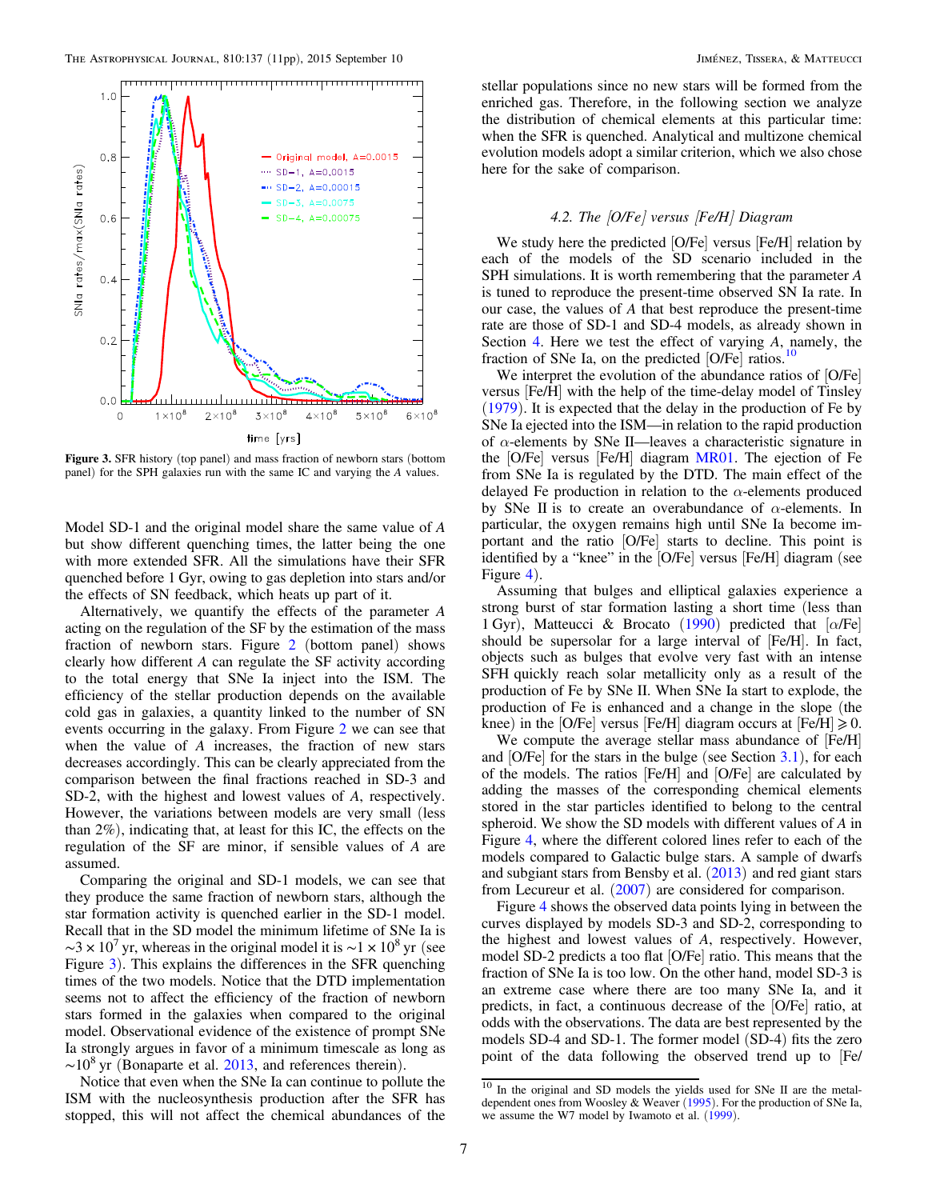Figure 3. SFR history (top panel) and mass fraction of newborn stars (bottom panel) for the SPH galaxies run with the same IC and varying the $A$ values.

Model SD-1 and the original model share the same value of $A$ but show different quenching times, the latter being the one with more extended SFR. All the simulations have their SFR quenched before 1 Gyr, owing to gas depletion into stars and/or the effects of SN feedback, which heats up part of it.

Alternatively, we quantify the effects of the parameter $A$ acting on the regulation of the SF by the estimation of the mass fraction of newborn stars. Figure 2 (bottom panel) shows clearly how different $A$ can regulate the SF activity according to the total energy that SNe Ia inject into the ISM. The efficiency of the stellar production depends on the available cold gas in galaxies, a quantity linked to the number of SN events occurring in the galaxy. From Figure 2 we can see that when the value of $A$ increases, the fraction of new stars decreases accordingly. This can be clearly appreciated from the comparison between the final fractions reached in SD-3 and SD-2, with the highest and lowest values of $A$, respectively. However, the variations between models are very small (less than 2%), indicating that, at least for this IC, the effects on the regulation of the SF are minor, if sensible values of $A$ are assumed.

Comparing the original and SD-1 models, we can see that they produce the same fraction of newborn stars, although the star formation activity is quenched earlier in the SD-1 model. Recall that in the SD model the minimum lifetime of SNe Ia is $\sim 3 \times 10^{7}$ yr, whereas in the original model it is $\sim 1 \times 10^{8}$ yr (see Figure 3). This explains the differences in the SFR quenching times of the two models. Notice that the DTD implementation seems not to affect the efficiency of the fraction of newborn stars formed in the galaxies when compared to the original model. Observational evidence of the existence of prompt SNe Ia strongly argues in favor of a minimum timescale as long as $\sim 10^{8}$ yr (Bonaparte et al. 2013, and references therein).

Notice that even when the SNe Ia can continue to pollute the ISM with the nucleosynthesis production after the SFR has stopped, this will not affect the chemical abundances of the stellar populations since no new stars will be formed from the enriched gas. Therefore, in the following section we analyze the distribution of chemical elements at this particular time: when the SFR is quenched. Analytical and multizone chemical evolution models adopt a similar criterion, which we also chose here for the sake of comparison.

### 4.2. The [O/Fe] versus [Fe/H] Diagram

We study here the predicted [O/Fe] versus [Fe/H] relation by each of the models of the SD scenario included in the SPH simulations. It is worth remembering that the parameter $A$ is tuned to reproduce the present-time observed SN Ia rate. In our case, the values of $A$ that best reproduce the present-time rate are those of SD-1 and SD-4 models, as already shown in Section 4. Here we test the effect of varying $A$, namely, the fraction of SNe Ia, on the predicted [O/Fe] ratios.[10]

We interpret the evolution of the abundance ratios of [O/Fe] versus [Fe/H] with the help of the time-delay model of Tinsley (1979). It is expected that the delay in the production of Fe by SNe Ia ejected into the ISM—in relation to the rapid production of $\alpha$-elements by SNe II—leaves a characteristic signature in the [O/Fe] versus [Fe/H] diagram MR01. The ejection of Fe from SNe Ia is regulated by the DTD. The main effect of the delayed Fe production in relation to the $\alpha$-elements produced by SNe II is to create an overabundance of $\alpha$-elements. In particular, the oxygen remains high until SNe Ia become important and the ratio [O/Fe] starts to decline. This point is identified by a "knee" in the [O/Fe] versus [Fe/H] diagram (see Figure 4).

Assuming that bulges and elliptical galaxies experience a strong burst of star formation lasting a short time (less than 1 Gyr), Matteucci & Brocato (1990) predicted that [$\alpha$/Fe] should be supersolar for a large interval of [Fe/H]. In fact, objects such as bulges that evolve very fast with an intense SFH quickly reach solar metallicity only as a result of the production of Fe by SNe II. When SNe Ia start to explode, the production of Fe is enhanced and a change in the slope (the knee) in the [O/Fe] versus [Fe/H] diagram occurs at [Fe/H] $\geqslant 0$.

We compute the average stellar mass abundance of [Fe/H] and [O/Fe] for the stars in the bulge (see Section 3.1), for each of the models. The ratios [Fe/H] and [O/Fe] are calculated by adding the masses of the corresponding chemical elements stored in the star particles identified to belong to the central spheroid. We show the SD models with different values of $A$ in Figure 4, where the different colored lines refer to each of the models compared to Galactic bulge stars. A sample of dwarfs and subgiant stars from Bensby et al. (2013) and red giant stars from Lecureur et al. (2007) are considered for comparison.

Figure 4 shows the observed data points lying in between the curves displayed by models SD-3 and SD-2, corresponding to the highest and lowest values of $A$, respectively. However, model SD-2 predicts a too flat [O/Fe] ratio. This means that the fraction of SNe Ia is too low. On the other hand, model SD-3 is an extreme case where there are too many SNe Ia, and it predicts, in fact, a continuous decrease of the [O/Fe] ratio, at odds with the observations. The data are best represented by the models SD-4 and SD-1. The former model (SD-4) fits the zero point of the data following the observed trend up to [Fe/

[10] In the original and SD models the yields used for SNe II are the metal-dependent ones from Woosley & Weaver (1995). For the production of SNe Ia, we assume the W7 model by Iwamoto et al. (1999).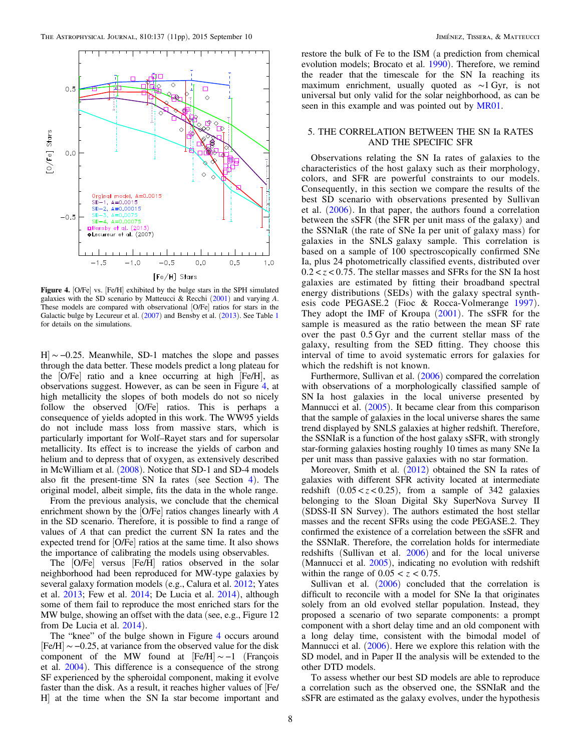Figure 4. [O/Fe] vs. [Fe/H] exhibited by the bulge stars in the SPH simulated galaxies with the SD scenario by Matteucci & Recchi (2001) and varying $A$. These models are compared with observational [O/Fe] ratios for stars in the Galactic bulge by Lecureur et al. (2007) and Bensby et al. (2013). See Table 1 for details on the simulations.

H] $\sim -0.25$. Meanwhile, SD-1 matches the slope and passes through the data better. These models predict a long plateau for the [O/Fe] ratio and a knee occurring at high [Fe/H], as observations suggest. However, as can be seen in Figure 4, at high metallicity the slopes of both models do not so nicely follow the observed [O/Fe] ratios. This is perhaps a consequence of yields adopted in this work. The WW95 yields do not include mass loss from massive stars, which is particularly important for Wolf–Rayet stars and for supersolar metallicity. Its effect is to increase the yields of carbon and helium and to depress that of oxygen, as extensively described in McWilliam et al. (2008). Notice that SD-1 and SD-4 models also fit the present-time SN Ia rates (see Section 4). The original model, albeit simple, fits the data in the whole range.

From the previous analysis, we conclude that the chemical enrichment shown by the [O/Fe] ratios changes linearly with $A$ in the SD scenario. Therefore, it is possible to find a range of values of $A$ that can predict the current SN Ia rates and the expected trend for [O/Fe] ratios at the same time. It also shows the importance of calibrating the models using observables.

The [O/Fe] versus [Fe/H] ratios observed in the solar neighborhood had been reproduced for MW-type galaxies by several galaxy formation models (e.g., Calura et al. 2012; Yates et al. 2013; Few et al. 2014; De Lucia et al. 2014), although some of them fail to reproduce the most enriched stars for the MW bulge, showing an offset with the data (see, e.g., Figure 12 from De Lucia et al. 2014).

The "knee" of the bulge shown in Figure 4 occurs around [Fe/H] $\sim -0.25$, at variance from the observed value for the disk component of the MW found at [Fe/H] $\sim -1$ (François et al. 2004). This difference is a consequence of the strong SF experienced by the spheroidal component, making it evolve faster than the disk. As a result, it reaches higher values of [Fe/H] at the time when the SN Ia star become important and restore the bulk of Fe to the ISM (a prediction from chemical evolution models; Brocato et al. 1990). Therefore, we remind the reader that the timescale for the SN Ia reaching its maximum enrichment, usually quoted as $\sim$1 Gyr, is not universal but only valid for the solar neighborhood, as can be seen in this example and was pointed out by MR01.

## 5. THE CORRELATION BETWEEN THE SN Ia RATES AND THE SPECIFIC SFR

Observations relating the SN Ia rates of galaxies to the characteristics of the host galaxy such as their morphology, colors, and SFR are powerful constraints to our models. Consequently, in this section we compare the results of the best SD scenario with observations presented by Sullivan et al. (2006). In that paper, the authors found a correlation between the sSFR (the SFR per unit mass of the galaxy) and the SSNIaR (the rate of SNe Ia per unit of galaxy mass) for galaxies in the SNLS galaxy sample. This correlation is based on a sample of 100 spectroscopically confirmed SNe Ia, plus 24 photometrically classified events, distributed over $0.2 < z < 0.75$. The stellar masses and SFRs for the SN Ia host galaxies are estimated by fitting their broadband spectral energy distributions (SEDs) with the galaxy spectral synthesis code PEGASE.2 (Fioc & Rocca-Volmerange 1997). They adopt the IMF of Kroupa (2001). The sSFR for the sample is measured as the ratio between the mean SF rate over the past 0.5 Gyr and the current stellar mass of the galaxy, resulting from the SED fitting. They choose this interval of time to avoid systematic errors for galaxies for which the redshift is not known.

Furthermore, Sullivan et al. (2006) compared the correlation with observations of a morphologically classified sample of SN Ia host galaxies in the local universe presented by Mannucci et al. (2005). It became clear from this comparison that the sample of galaxies in the local universe shares the same trend displayed by SNLS galaxies at higher redshift. Therefore, the SSNIaR is a function of the host galaxy sSFR, with strongly star-forming galaxies hosting roughly 10 times as many SNe Ia per unit mass than passive galaxies with no star formation.

Moreover, Smith et al. (2012) obtained the SN Ia rates of galaxies with different SFR activity located at intermediate redshift ($0.05 < z < 0.25$), from a sample of 342 galaxies belonging to the Sloan Digital Sky SuperNova Survey II (SDSS-II SN Survey). The authors estimated the host stellar masses and the recent SFRs using the code PEGASE.2. They confirmed the existence of a correlation between the sSFR and the SSNIaR. Therefore, the correlation holds for intermediate redshifts (Sullivan et al. 2006) and for the local universe (Mannucci et al. 2005), indicating no evolution with redshift within the range of $0.05 < z < 0.75$.

Sullivan et al. (2006) concluded that the correlation is difficult to reconcile with a model for SNe Ia that originates solely from an old evolved stellar population. Instead, they proposed a scenario of two separate components: a prompt component with a short delay time and an old component with a long delay time, consistent with the bimodal model of Mannucci et al. (2006). Here we explore this relation with the SD model, and in Paper II the analysis will be extended to the other DTD models.

To assess whether our best SD models are able to reproduce a correlation such as the observed one, the SSNIaR and the sSFR are estimated as the galaxy evolves, under the hypothesis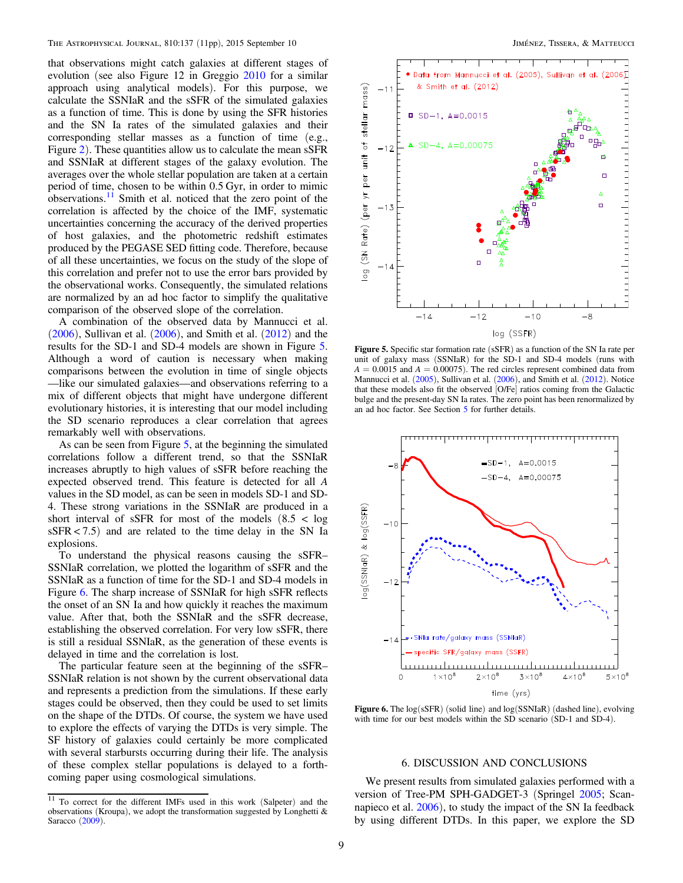that observations might catch galaxies at different stages of evolution (see also Figure 12 in Greggio 2010 for a similar approach using analytical models). For this purpose, we calculate the SSNIaR and the sSFR of the simulated galaxies as a function of time. This is done by using the SFR histories and the SN Ia rates of the simulated galaxies and their corresponding stellar masses as a function of time (e.g., Figure 2). These quantities allow us to calculate the mean sSFR and SSNIaR at different stages of the galaxy evolution. The averages over the whole stellar population are taken at a certain period of time, chosen to be within 0.5 Gyr, in order to mimic observations.[11] Smith et al. noticed that the zero point of the correlation is affected by the choice of the IMF, systematic uncertainties concerning the accuracy of the derived properties of host galaxies, and the photometric redshift estimates produced by the PEGASE SED fitting code. Therefore, because of all these uncertainties, we focus on the study of the slope of this correlation and prefer not to use the error bars provided by the observational works. Consequently, the simulated relations are normalized by an ad hoc factor to simplify the qualitative comparison of the observed slope of the correlation.

A combination of the observed data by Mannucci et al. (2006), Sullivan et al. (2006), and Smith et al. (2012) and the results for the SD-1 and SD-4 models are shown in Figure 5. Although a word of caution is necessary when making comparisons between the evolution in time of single objects —like our simulated galaxies—and observations referring to a mix of different objects that might have undergone different evolutionary histories, it is interesting that our model including the SD scenario reproduces a clear correlation that agrees remarkably well with observations.

As can be seen from Figure 5, at the beginning the simulated correlations follow a different trend, so that the SSNIaR increases abruptly to high values of sSFR before reaching the expected observed trend. This feature is detected for all $A$ values in the SD model, as can be seen in models SD-1 and SD-4. These strong variations in the SSNIaR are produced in a short interval of sSFR for most of the models ($8.5 < \log \mathrm{sSFR} < 7.5$) and are related to the time delay in the SN Ia explosions.

To understand the physical reasons causing the sSFR–SSNIaR correlation, we plotted the logarithm of sSFR and the SSNIaR as a function of time for the SD-1 and SD-4 models in Figure 6. The sharp increase of SSNIaR for high sSFR reflects the onset of an SN Ia and how quickly it reaches the maximum value. After that, both the SSNIaR and the sSFR decrease, establishing the observed correlation. For very low sSFR, there is still a residual SSNIaR, as the generation of these events is delayed in time and the correlation is lost.

The particular feature seen at the beginning of the sSFR–SSNIaR relation is not shown by the current observational data and represents a prediction from the simulations. If these early stages could be observed, then they could be used to set limits on the shape of the DTDs. Of course, the system we have used to explore the effects of varying the DTDs is very simple. The SF history of galaxies could certainly be more complicated with several starbursts occurring during their life. The analysis of these complex stellar populations is delayed to a forthcoming paper using cosmological simulations.

[11] To correct for the different IMFs used in this work (Salpeter) and the observations (Kroupa), we adopt the transformation suggested by Longhetti & Saracco (2009).

**Figure 5.** Specific star formation rate (sSFR) as a function of the SN Ia rate per unit of galaxy mass (SSNIaR) for the SD-1 and SD-4 models (runs with $A = 0.0015$ and $A = 0.00075$). The red circles represent combined data from Mannucci et al. (2005), Sullivan et al. (2006), and Smith et al. (2012). Notice that these models also fit the observed [O/Fe] ratios coming from the Galactic bulge and the present-day SN Ia rates. The zero point has been renormalized by an ad hoc factor. See Section 5 for further details.

**Figure 6.** The log(sSFR) (solid line) and log(SSNIaR) (dashed line), evolving with time for our best models within the SD scenario (SD-1 and SD-4).

## 6. DISCUSSION AND CONCLUSIONS

We present results from simulated galaxies performed with a version of Tree-PM SPH-GADGET-3 (Springel 2005; Scannapieco et al. 2006), to study the impact of the SN Ia feedback by using different DTDs. In this paper, we explore the SD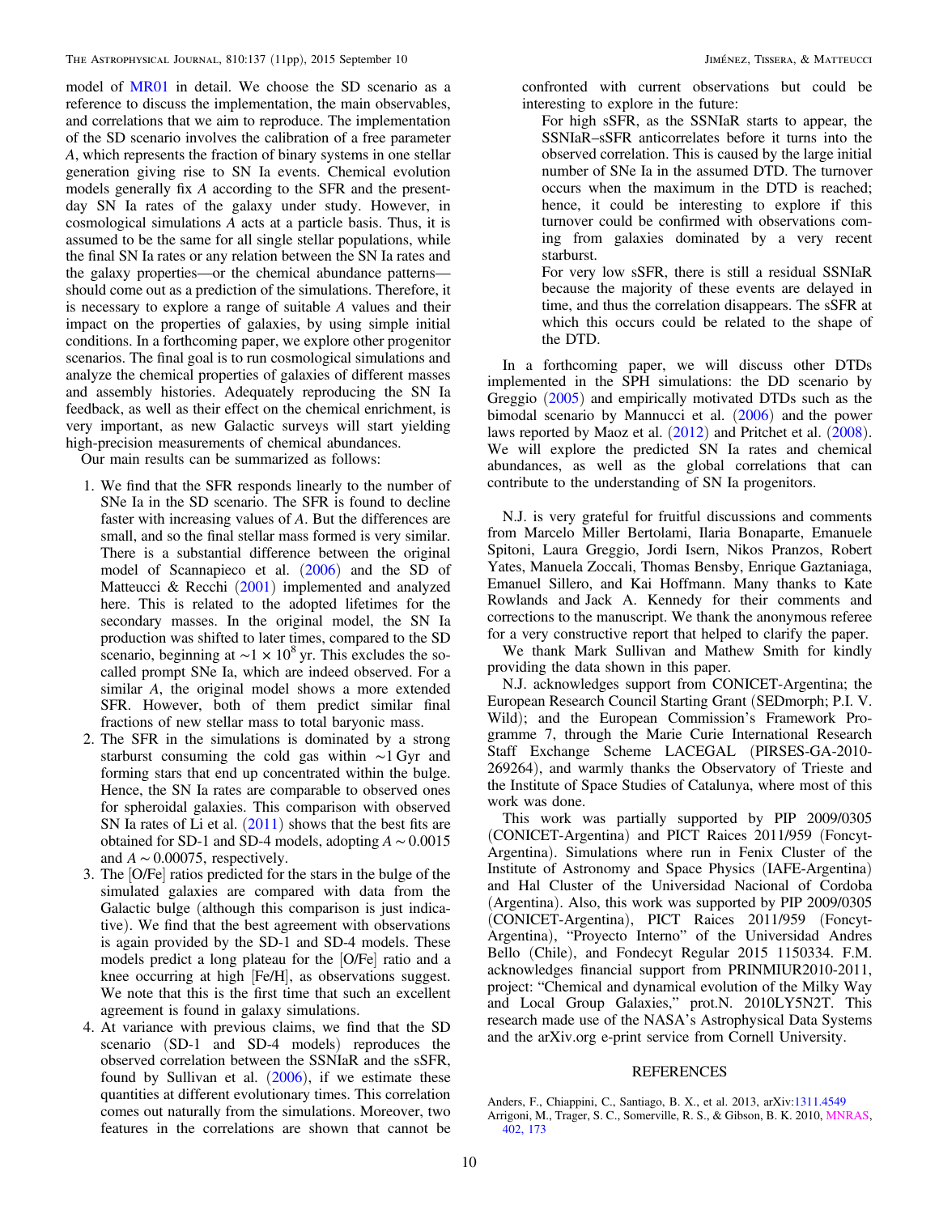model of MR01 in detail. We choose the SD scenario as a reference to discuss the implementation, the main observables, and correlations that we aim to reproduce. The implementation of the SD scenario involves the calibration of a free parameter $A$, which represents the fraction of binary systems in one stellar generation giving rise to SN Ia events. Chemical evolution models generally fix $A$ according to the SFR and the present-day SN Ia rates of the galaxy under study. However, in cosmological simulations $A$ acts at a particle basis. Thus, it is assumed to be the same for all single stellar populations, while the final SN Ia rates or any relation between the SN Ia rates and the galaxy properties—or the chemical abundance patterns—should come out as a prediction of the simulations. Therefore, it is necessary to explore a range of suitable $A$ values and their impact on the properties of galaxies, by using simple initial conditions. In a forthcoming paper, we explore other progenitor scenarios. The final goal is to run cosmological simulations and analyze the chemical properties of galaxies of different masses and assembly histories. Adequately reproducing the SN Ia feedback, as well as their effect on the chemical enrichment, is very important, as new Galactic surveys will start yielding high-precision measurements of chemical abundances.

Our main results can be summarized as follows:

1. We find that the SFR responds linearly to the number of SNe Ia in the SD scenario. The SFR is found to decline faster with increasing values of $A$. But the differences are small, and so the final stellar mass formed is very similar. There is a substantial difference between the original model of Scannapieco et al. (2006) and the SD of Matteucci & Recchi (2001) implemented and analyzed here. This is related to the adopted lifetimes for the secondary masses. In the original model, the SN Ia production was shifted to later times, compared to the SD scenario, beginning at $\sim 1 \times 10^8$ yr. This excludes the so-called prompt SNe Ia, which are indeed observed. For a similar $A$, the original model shows a more extended SFR. However, both of them predict similar final fractions of new stellar mass to total baryonic mass.
2. The SFR in the simulations is dominated by a strong starburst consuming the cold gas within $\sim$1 Gyr and forming stars that end up concentrated within the bulge. Hence, the SN Ia rates are comparable to observed ones for spheroidal galaxies. This comparison with observed SN Ia rates of Li et al. (2011) shows that the best fits are obtained for SD-1 and SD-4 models, adopting $A \sim 0.0015$ and $A \sim 0.00075$, respectively.
3. The [O/Fe] ratios predicted for the stars in the bulge of the simulated galaxies are compared with data from the Galactic bulge (although this comparison is just indicative). We find that the best agreement with observations is again provided by the SD-1 and SD-4 models. These models predict a long plateau for the [O/Fe] ratio and a knee occurring at high [Fe/H], as observations suggest. We note that this is the first time that such an excellent agreement is found in galaxy simulations.
4. At variance with previous claims, we find that the SD scenario (SD-1 and SD-4 models) reproduces the observed correlation between the SSNIaR and the sSFR, found by Sullivan et al. (2006), if we estimate these quantities at different evolutionary times. This correlation comes out naturally from the simulations. Moreover, two features in the correlations are shown that cannot be confronted with current observations but could be interesting to explore in the future:

   For high sSFR, as the SSNIaR starts to appear, the SSNIaR–sSFR anticorrelates before it turns into the observed correlation. This is caused by the large initial number of SNe Ia in the assumed DTD. The turnover occurs when the maximum in the DTD is reached; hence, it could be interesting to explore if this turnover could be confirmed with observations coming from galaxies dominated by a very recent starburst.

   For very low sSFR, there is still a residual SSNIaR because the majority of these events are delayed in time, and thus the correlation disappears. The sSFR at which this occurs could be related to the shape of the DTD.

In a forthcoming paper, we will discuss other DTDs implemented in the SPH simulations: the DD scenario by Greggio (2005) and empirically motivated DTDs such as the bimodal scenario by Mannucci et al. (2006) and the power laws reported by Maoz et al. (2012) and Pritchet et al. (2008). We will explore the predicted SN Ia rates and chemical abundances, as well as the global correlations that can contribute to the understanding of SN Ia progenitors.

N.J. is very grateful for fruitful discussions and comments from Marcelo Miller Bertolami, Ilaria Bonaparte, Emanuele Spitoni, Laura Greggio, Jordi Isern, Nikos Prantzos, Robert Yates, Manuela Zoccali, Thomas Bensby, Enrique Gaztaniaga, Emanuel Sillero, and Kai Hoffmann. Many thanks to Kate Rowlands and Jack A. Kennedy for their comments and corrections to the manuscript. We thank the anonymous referee for a very constructive report that helped to clarify the paper.

We thank Mark Sullivan and Mathew Smith for kindly providing the data shown in this paper.

N.J. acknowledges support from CONICET-Argentina; the European Research Council Starting Grant (SEDmorph; P.I. V. Wild); and the European Commission's Framework Programme 7, through the Marie Curie International Research Staff Exchange Scheme LACEGAL (PIRSES-GA-2010-269264), and warmly thanks the Observatory of Trieste and the Institute of Space Studies of Catalunya, where most of this work was done.

This work was partially supported by PIP 2009/0305 (CONICET-Argentina) and PICT Raices 2011/959 (Foncyt-Argentina). Simulations where run in Fenix Cluster of the Institute of Astronomy and Space Physics (IAFE-Argentina) and Hal Cluster of the Universidad Nacional of Cordoba (Argentina). Also, this work was supported by PIP 2009/0305 (CONICET-Argentina), PICT Raices 2011/959 (Foncyt-Argentina), "Proyecto Interno" of the Universidad Andres Bello (Chile), and Fondecyt Regular 2015 1150334. F.M. acknowledges financial support from PRINMIUR2010-2011, project: "Chemical and dynamical evolution of the Milky Way and Local Group Galaxies," prot.N. 2010LY5N2T. This research made use of the NASA's Astrophysical Data Systems and the arXiv.org e-print service from Cornell University.

## REFERENCES

Anders, F., Chiappini, C., Santiago, B. X., et al. 2013, arXiv:1311.4549

Arrigoni, M., Trager, S. C., Somerville, R. S., & Gibson, B. K. 2010, MNRAS, 402, 173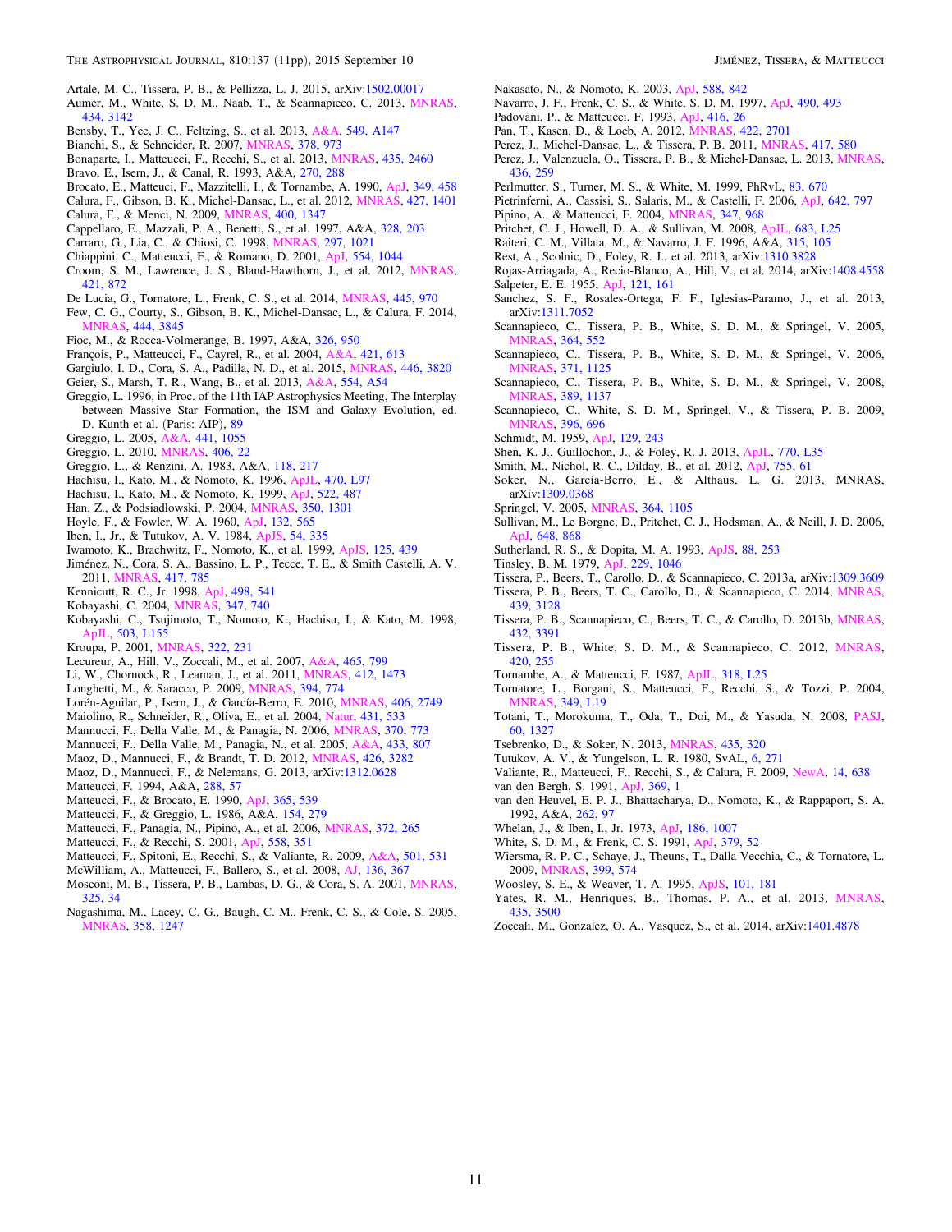Artale, M. C., Tissera, P. B., & Pellizza, L. J. 2015, arXiv:1502.00017

Aumer, M., White, S. D. M., Naab, T., & Scannapieco, C. 2013, MNRAS, 434, 3142

Bensby, T., Yee, J. C., Feltzing, S., et al. 2013, A&A, 549, A147

Bianchi, S., & Schneider, R. 2007, MNRAS, 378, 973

Bonaparte, I., Matteucci, F., Recchi, S., et al. 2013, MNRAS, 435, 2460

Bravo, E., Isern, J., & Canal, R. 1993, A&A, 270, 288

Brocato, E., Matteucci, F., Mazzitelli, I., & Tornambe, A. 1990, ApJ, 349, 458

Calura, F., Gibson, B. K., Michel-Dansac, L., et al. 2012, MNRAS, 427, 1401

Calura, F., & Menci, N. 2009, MNRAS, 400, 1347

Cappellaro, E., Mazzali, P. A., Benetti, S., et al. 1997, A&A, 328, 203

Carraro, G., Lia, C., & Chiosi, C. 1998, MNRAS, 297, 1021

Chiappini, C., Matteucci, F., & Romano, D. 2001, ApJ, 554, 1044

Croom, S. M., Lawrence, J. S., Bland-Hawthorn, J., et al. 2012, MNRAS, 421, 872

De Lucia, G., Tornatore, L., Frenk, C. S., et al. 2014, MNRAS, 445, 970

Few, C. G., Courty, S., Gibson, B. K., Michel-Dansac, L., & Calura, F. 2014, MNRAS, 444, 3845

Fioc, M., & Rocca-Volmerange, B. 1997, A&A, 326, 950

François, P., Matteucci, F., Cayrel, R., et al. 2004, A&A, 421, 613

Gargiulo, I. D., Cora, S. A., Padilla, N. D., et al. 2015, MNRAS, 446, 3820

Geier, S., Marsh, T. R., Wang, B., et al. 2013, A&A, 554, A54

Greggio, L. 1996, in Proc. of the 11th IAP Astrophysics Meeting, The Interplay between Massive Star Formation, the ISM and Galaxy Evolution, ed. D. Kunth et al. (Paris: AIP), 89

Greggio, L. 2005, A&A, 441, 1055

Greggio, L. 2010, MNRAS, 406, 22

Greggio, L., & Renzini, A. 1983, A&A, 118, 217

Hachisu, I., Kato, M., & Nomoto, K. 1996, ApJL, 470, L97

Hachisu, I., Kato, M., & Nomoto, K. 1999, ApJ, 522, 487

Han, Z., & Podsiadlowski, P. 2004, MNRAS, 350, 1301

Hoyle, F., & Fowler, W. A. 1960, ApJ, 132, 565

Iben, I., Jr., & Tutukov, A. V. 1984, ApJS, 54, 335

Iwamoto, K., Brachwitz, F., Nomoto, K., et al. 1999, ApJS, 125, 439

Jiménez, N., Cora, S. A., Bassino, L. P., Tecce, T. E., & Smith Castelli, A. V. 2011, MNRAS, 417, 785

Kennicutt, R. C., Jr. 1998, ApJ, 498, 541

Kobayashi, C. 2004, MNRAS, 347, 740

Kobayashi, C., Tsujimoto, T., Nomoto, K., Hachisu, I., & Kato, M. 1998, ApJL, 503, L155

Kroupa, P. 2001, MNRAS, 322, 231

Lecureur, A., Hill, V., Zoccali, M., et al. 2007, A&A, 465, 799

Li, W., Chornock, R., Leaman, J., et al. 2011, MNRAS, 412, 1473

Longhetti, M., & Saracco, P. 2009, MNRAS, 394, 774

Lorén-Aguilar, P., Isern, J., & García-Berro, E. 2010, MNRAS, 406, 2749

Maiolino, R., Schneider, R., Oliva, E., et al. 2004, Natur, 431, 533

Mannucci, F., Della Valle, M., & Panagia, N. 2006, MNRAS, 370, 773

Mannucci, F., Della Valle, M., Panagia, N., et al. 2005, A&A, 433, 807

Maoz, D., Mannucci, F., & Brandt, T. D. 2012, MNRAS, 426, 3282

Maoz, D., Mannucci, F., & Nelemans, G. 2013, arXiv:1312.0628

Matteucci, F. 1994, A&A, 288, 57

Matteucci, F., & Brocato, E. 1990, ApJ, 365, 539

Matteucci, F., & Greggio, L. 1986, A&A, 154, 279

Matteucci, F., Panagia, N., Pipino, A., et al. 2006, MNRAS, 372, 265

Matteucci, F., & Recchi, S. 2001, ApJ, 558, 351

Matteucci, F., Spitoni, E., Recchi, S., & Valiante, R. 2009, A&A, 501, 531

McWilliam, A., Matteucci, F., Ballero, S., et al. 2008, AJ, 136, 367

Mosconi, M. B., Tissera, P. B., Lambas, D. G., & Cora, S. A. 2001, MNRAS, 325, 34

Nagashima, M., Lacey, C. G., Baugh, C. M., Frenk, C. S., & Cole, S. 2005, MNRAS, 358, 1247

Nakasato, N., & Nomoto, K. 2003, ApJ, 588, 842

Navarro, J. F., Frenk, C. S., & White, S. D. M. 1997, ApJ, 490, 493

Padovani, P., & Matteucci, F. 1993, ApJ, 416, 26

Pan, T., Kasen, D., & Loeb, A. 2012, MNRAS, 422, 2701

Perez, J., Michel-Dansac, L., & Tissera, P. B. 2011, MNRAS, 417, 580

Perez, J., Valenzuela, O., Tissera, P. B., & Michel-Dansac, L. 2013, MNRAS, 436, 259

Perlmutter, S., Turner, M. S., & White, M. 1999, PhRvL, 83, 670

Pietrinferni, A., Cassisi, S., Salaris, M., & Castelli, F. 2006, ApJ, 642, 797

Pipino, A., & Matteucci, F. 2004, MNRAS, 347, 968

Pritchet, C. J., Howell, D. A., & Sullivan, M. 2008, ApJL, 683, L25

Raiteri, C. M., Villata, M., & Navarro, J. F. 1996, A&A, 315, 105

Rest, A., Scolnic, D., Foley, R. J., et al. 2013, arXiv:1310.3828

Rojas-Arriagada, A., Recio-Blanco, A., Hill, V., et al. 2014, arXiv:1408.4558

Salpeter, E. E. 1955, ApJ, 121, 161

Sanchez, S. F., Rosales-Ortega, F. F., Iglesias-Paramo, J., et al. 2013, arXiv:1311.7052

Scannapieco, C., Tissera, P. B., White, S. D. M., & Springel, V. 2005, MNRAS, 364, 552

Scannapieco, C., Tissera, P. B., White, S. D. M., & Springel, V. 2006, MNRAS, 371, 1125

Scannapieco, C., Tissera, P. B., White, S. D. M., & Springel, V. 2008, MNRAS, 389, 1137

Scannapieco, C., White, S. D. M., Springel, V., & Tissera, P. B. 2009, MNRAS, 396, 696

Schmidt, M. 1959, ApJ, 129, 243

Shen, K. J., Guillochon, J., & Foley, R. J. 2013, ApJL, 770, L35

Smith, M., Nichol, R. C., Dilday, B., et al. 2012, ApJ, 755, 61

Soker, N., García-Berro, E., & Althaus, L. G. 2013, MNRAS, arXiv:1309.0368

Springel, V. 2005, MNRAS, 364, 1105

Sullivan, M., Le Borgne, D., Pritchet, C. J., Hodsman, A., & Neill, J. D. 2006, ApJ, 648, 868

Sutherland, R. S., & Dopita, M. A. 1993, ApJS, 88, 253

Tinsley, B. M. 1979, ApJ, 229, 1046

Tissera, P., Beers, T., Carollo, D., & Scannapieco, C. 2013a, arXiv:1309.3609

Tissera, P. B., Beers, T. C., Carollo, D., & Scannapieco, C. 2014, MNRAS, 439, 3128

Tissera, P. B., Scannapieco, C., Beers, T. C., & Carollo, D. 2013b, MNRAS, 432, 3391

Tissera, P. B., White, S. D. M., & Scannapieco, C. 2012, MNRAS, 420, 255

Tornambe, A., & Matteucci, F. 1987, ApJL, 318, L25

Tornatore, L., Borgani, S., Matteucci, F., Recchi, S., & Tozzi, P. 2004, MNRAS, 349, L19

Totani, T., Morokuma, T., Oda, T., Doi, M., & Yasuda, N. 2008, PASJ, 60, 1327

Tsebrenko, D., & Soker, N. 2013, MNRAS, 435, 320

Tutukov, A. V., & Yungelson, L. R. 1980, SvAL, 6, 271

Valiante, R., Matteucci, F., Recchi, S., & Calura, F. 2009, NewA, 14, 638

van den Bergh, S. 1991, ApJ, 369, 1

van den Heuvel, E. P. J., Bhattacharya, D., Nomoto, K., & Rappaport, S. A. 1992, A&A, 262, 97

Whelan, J., & Iben, I., Jr. 1973, ApJ, 186, 1007

White, S. D. M., & Frenk, C. S. 1991, ApJ, 379, 52

Wiersma, R. P. C., Schaye, J., Theuns, T., Dalla Vecchia, C., & Tornatore, L. 2009, MNRAS, 399, 574

Woosley, S. E., & Weaver, T. A. 1995, ApJS, 101, 181

Yates, R. M., Henriques, B., Thomas, P. A., et al. 2013, MNRAS, 435, 3500

Zoccali, M., Gonzalez, O. A., Vasquez, S., et al. 2014, arXiv:1401.4878